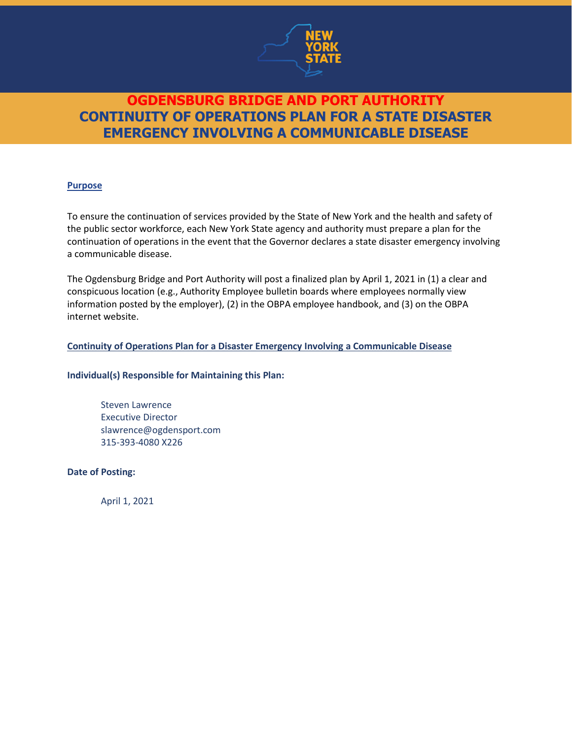# OGDENSBURG BRIDGE AND PORT AUTHORITY
# CONTINUITY OF OPERATIONS PLAN FOR A STATE DISASTER EMERGENCY INVOLVING A COMMUNICABLE DISEASE

## Purpose

To ensure the continuation of services provided by the State of New York and the health and safety of the public sector workforce, each New York State agency and authority must prepare a plan for the continuation of operations in the event that the Governor declares a state disaster emergency involving a communicable disease.

The Ogdensburg Bridge and Port Authority will post a finalized plan by April 1, 2021 in (1) a clear and conspicuous location (e.g., Authority Employee bulletin boards where employees normally view information posted by the employer), (2) in the OBPA employee handbook, and (3) on the OBPA internet website.

## Continuity of Operations Plan for a Disaster Emergency Involving a Communicable Disease

**Individual(s) Responsible for Maintaining this Plan:**

Steven Lawrence
Executive Director
slawrence@ogdensport.com
315-393-4080 X226

**Date of Posting:**

April 1, 2021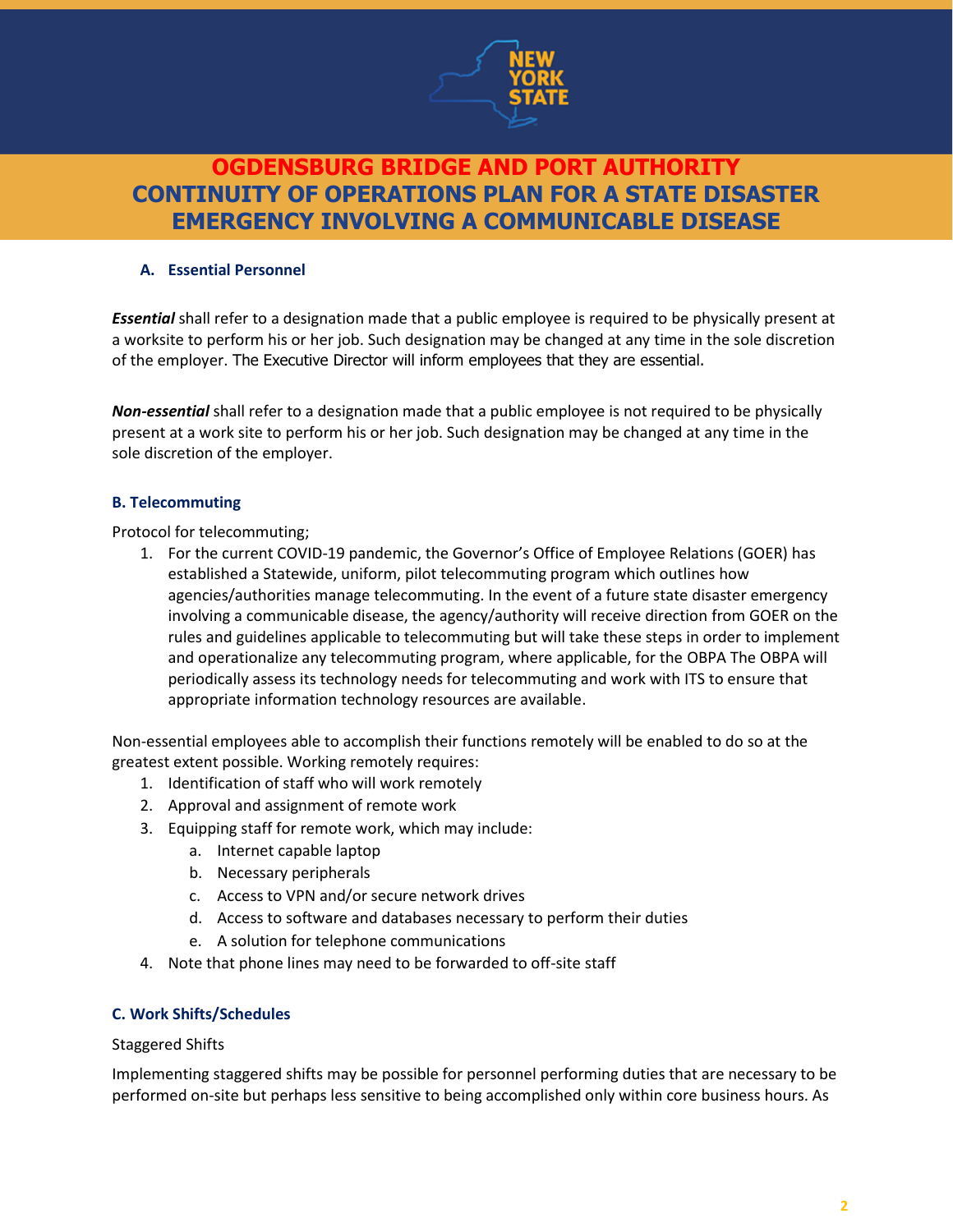# OGDENSBURG BRIDGE AND PORT AUTHORITY
# CONTINUITY OF OPERATIONS PLAN FOR A STATE DISASTER EMERGENCY INVOLVING A COMMUNICABLE DISEASE

### A. Essential Personnel

***Essential*** shall refer to a designation made that a public employee is required to be physically present at a worksite to perform his or her job. Such designation may be changed at any time in the sole discretion of the employer. The Executive Director will inform employees that they are essential.

***Non-essential*** shall refer to a designation made that a public employee is not required to be physically present at a work site to perform his or her job. Such designation may be changed at any time in the sole discretion of the employer.

### B. Telecommuting

Protocol for telecommuting;

1. For the current COVID-19 pandemic, the Governor's Office of Employee Relations (GOER) has established a Statewide, uniform, pilot telecommuting program which outlines how agencies/authorities manage telecommuting. In the event of a future state disaster emergency involving a communicable disease, the agency/authority will receive direction from GOER on the rules and guidelines applicable to telecommuting but will take these steps in order to implement and operationalize any telecommuting program, where applicable, for the OBPA The OBPA will periodically assess its technology needs for telecommuting and work with ITS to ensure that appropriate information technology resources are available.

Non-essential employees able to accomplish their functions remotely will be enabled to do so at the greatest extent possible. Working remotely requires:

1. Identification of staff who will work remotely
2. Approval and assignment of remote work
3. Equipping staff for remote work, which may include:
   a. Internet capable laptop
   b. Necessary peripherals
   c. Access to VPN and/or secure network drives
   d. Access to software and databases necessary to perform their duties
   e. A solution for telephone communications
4. Note that phone lines may need to be forwarded to off-site staff

### C. Work Shifts/Schedules

Staggered Shifts

Implementing staggered shifts may be possible for personnel performing duties that are necessary to be performed on-site but perhaps less sensitive to being accomplished only within core business hours. As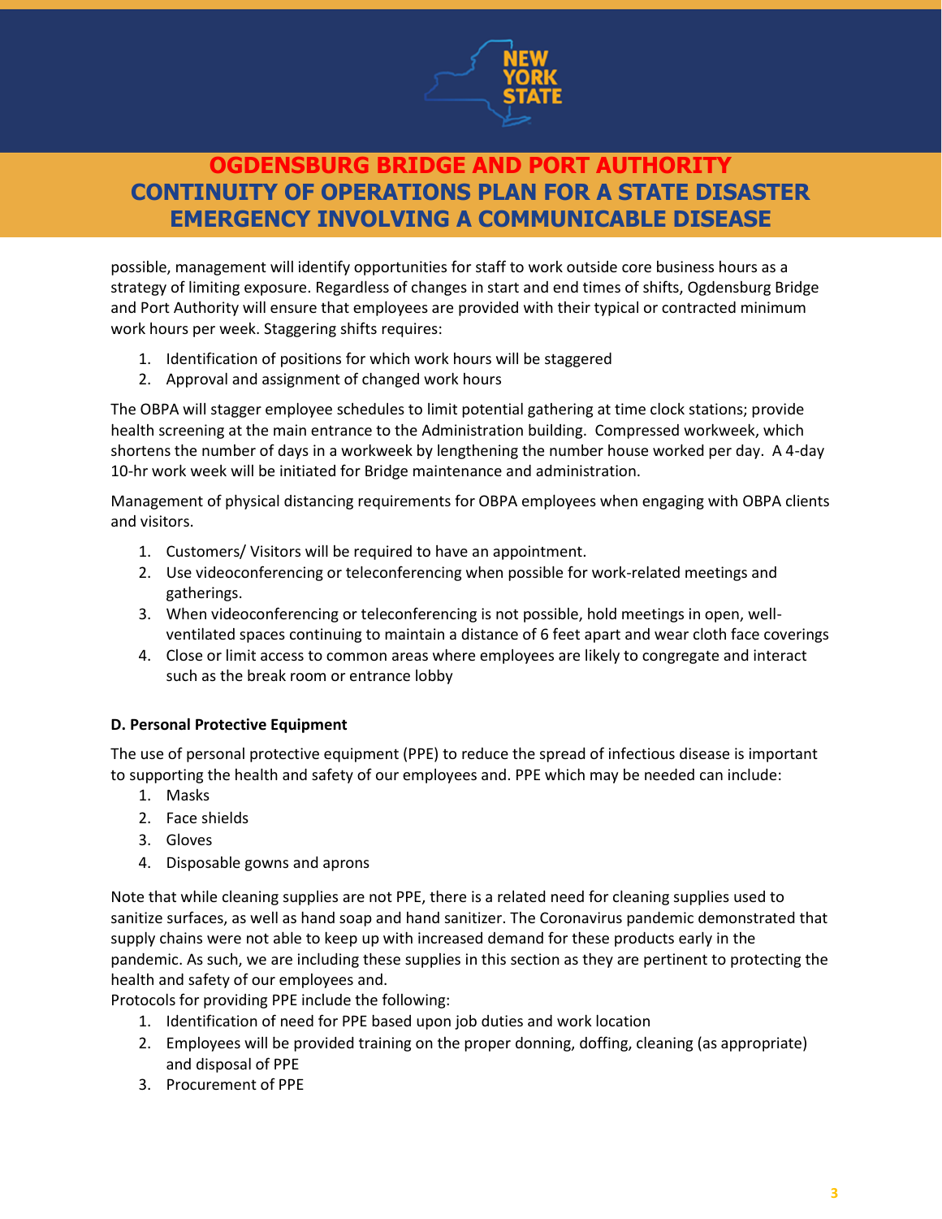possible, management will identify opportunities for staff to work outside core business hours as a strategy of limiting exposure. Regardless of changes in start and end times of shifts, Ogdensburg Bridge and Port Authority will ensure that employees are provided with their typical or contracted minimum work hours per week. Staggering shifts requires:

1. Identification of positions for which work hours will be staggered
2. Approval and assignment of changed work hours

The OBPA will stagger employee schedules to limit potential gathering at time clock stations; provide health screening at the main entrance to the Administration building. Compressed workweek, which shortens the number of days in a workweek by lengthening the number house worked per day. A 4-day 10-hr work week will be initiated for Bridge maintenance and administration.

Management of physical distancing requirements for OBPA employees when engaging with OBPA clients and visitors.

1. Customers/ Visitors will be required to have an appointment.
2. Use videoconferencing or teleconferencing when possible for work-related meetings and gatherings.
3. When videoconferencing or teleconferencing is not possible, hold meetings in open, well-ventilated spaces continuing to maintain a distance of 6 feet apart and wear cloth face coverings
4. Close or limit access to common areas where employees are likely to congregate and interact such as the break room or entrance lobby

**D. Personal Protective Equipment**

The use of personal protective equipment (PPE) to reduce the spread of infectious disease is important to supporting the health and safety of our employees and. PPE which may be needed can include:

1. Masks
2. Face shields
3. Gloves
4. Disposable gowns and aprons

Note that while cleaning supplies are not PPE, there is a related need for cleaning supplies used to sanitize surfaces, as well as hand soap and hand sanitizer. The Coronavirus pandemic demonstrated that supply chains were not able to keep up with increased demand for these products early in the pandemic. As such, we are including these supplies in this section as they are pertinent to protecting the health and safety of our employees and.

Protocols for providing PPE include the following:

1. Identification of need for PPE based upon job duties and work location
2. Employees will be provided training on the proper donning, doffing, cleaning (as appropriate) and disposal of PPE
3. Procurement of PPE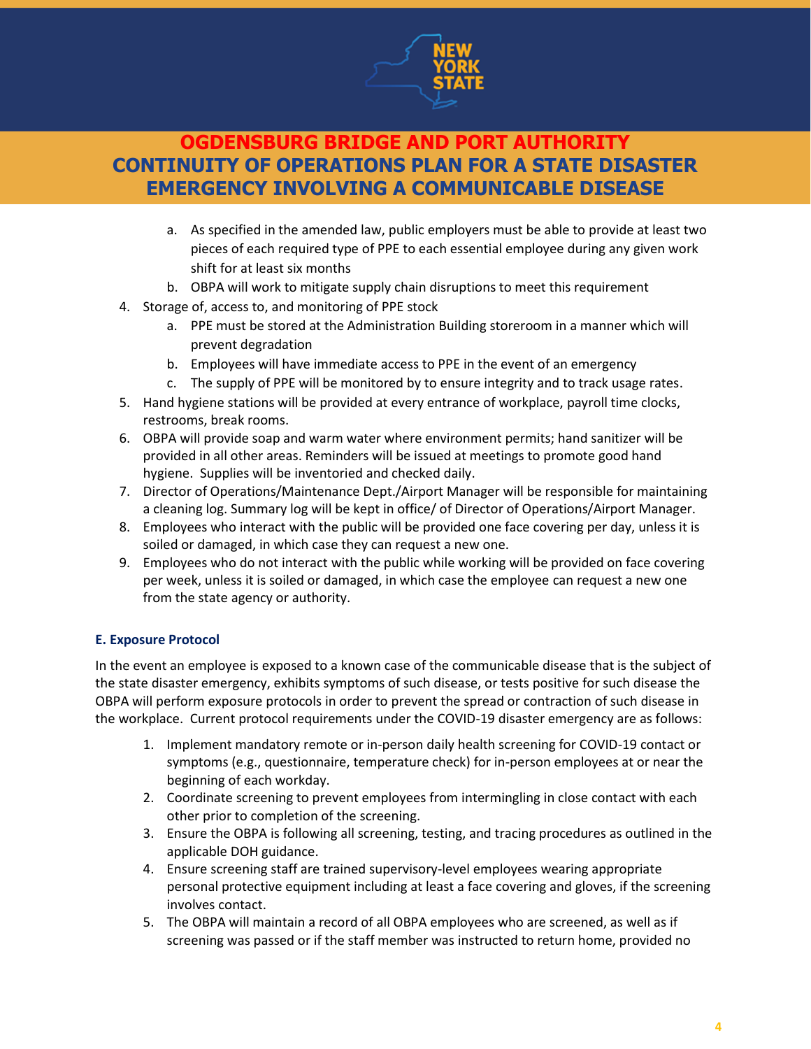a. As specified in the amended law, public employers must be able to provide at least two pieces of each required type of PPE to each essential employee during any given work shift for at least six months
   b. OBPA will work to mitigate supply chain disruptions to meet this requirement
4. Storage of, access to, and monitoring of PPE stock
   a. PPE must be stored at the Administration Building storeroom in a manner which will prevent degradation
   b. Employees will have immediate access to PPE in the event of an emergency
   c. The supply of PPE will be monitored by to ensure integrity and to track usage rates.
5. Hand hygiene stations will be provided at every entrance of workplace, payroll time clocks, restrooms, break rooms.
6. OBPA will provide soap and warm water where environment permits; hand sanitizer will be provided in all other areas. Reminders will be issued at meetings to promote good hand hygiene. Supplies will be inventoried and checked daily.
7. Director of Operations/Maintenance Dept./Airport Manager will be responsible for maintaining a cleaning log. Summary log will be kept in office/ of Director of Operations/Airport Manager.
8. Employees who interact with the public will be provided one face covering per day, unless it is soiled or damaged, in which case they can request a new one.
9. Employees who do not interact with the public while working will be provided on face covering per week, unless it is soiled or damaged, in which case the employee can request a new one from the state agency or authority.

#### E. Exposure Protocol

In the event an employee is exposed to a known case of the communicable disease that is the subject of the state disaster emergency, exhibits symptoms of such disease, or tests positive for such disease the OBPA will perform exposure protocols in order to prevent the spread or contraction of such disease in the workplace. Current protocol requirements under the COVID-19 disaster emergency are as follows:

1. Implement mandatory remote or in-person daily health screening for COVID-19 contact or symptoms (e.g., questionnaire, temperature check) for in-person employees at or near the beginning of each workday.
2. Coordinate screening to prevent employees from intermingling in close contact with each other prior to completion of the screening.
3. Ensure the OBPA is following all screening, testing, and tracing procedures as outlined in the applicable DOH guidance.
4. Ensure screening staff are trained supervisory-level employees wearing appropriate personal protective equipment including at least a face covering and gloves, if the screening involves contact.
5. The OBPA will maintain a record of all OBPA employees who are screened, as well as if screening was passed or if the staff member was instructed to return home, provided no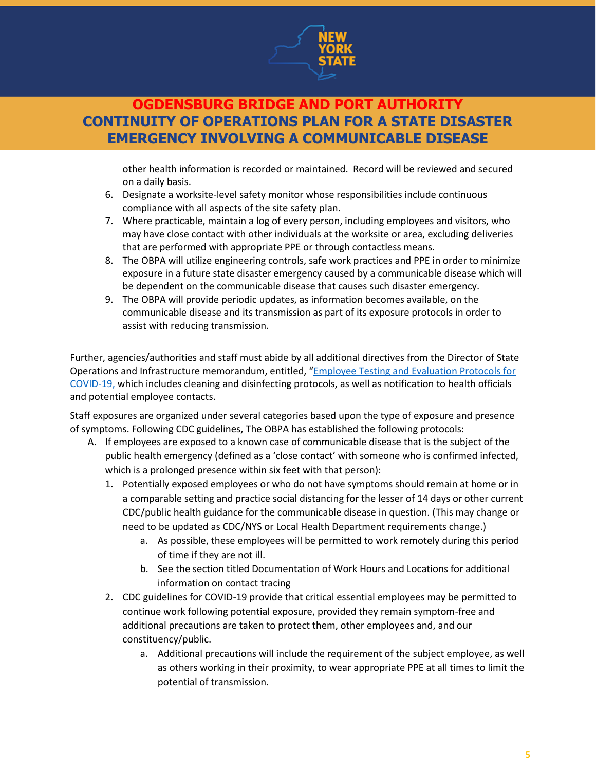other health information is recorded or maintained. Record will be reviewed and secured on a daily basis.

6. Designate a worksite-level safety monitor whose responsibilities include continuous compliance with all aspects of the site safety plan.
7. Where practicable, maintain a log of every person, including employees and visitors, who may have close contact with other individuals at the worksite or area, excluding deliveries that are performed with appropriate PPE or through contactless means.
8. The OBPA will utilize engineering controls, safe work practices and PPE in order to minimize exposure in a future state disaster emergency caused by a communicable disease which will be dependent on the communicable disease that causes such disaster emergency.
9. The OBPA will provide periodic updates, as information becomes available, on the communicable disease and its transmission as part of its exposure protocols in order to assist with reducing transmission.

Further, agencies/authorities and staff must abide by all additional directives from the Director of State Operations and Infrastructure memorandum, entitled, "Employee Testing and Evaluation Protocols for COVID-19, which includes cleaning and disinfecting protocols, as well as notification to health officials and potential employee contacts.

Staff exposures are organized under several categories based upon the type of exposure and presence of symptoms. Following CDC guidelines, The OBPA has established the following protocols:

A. If employees are exposed to a known case of communicable disease that is the subject of the public health emergency (defined as a 'close contact' with someone who is confirmed infected, which is a prolonged presence within six feet with that person):
   1. Potentially exposed employees or who do not have symptoms should remain at home or in a comparable setting and practice social distancing for the lesser of 14 days or other current CDC/public health guidance for the communicable disease in question. (This may change or need to be updated as CDC/NYS or Local Health Department requirements change.)
      a. As possible, these employees will be permitted to work remotely during this period of time if they are not ill.
      b. See the section titled Documentation of Work Hours and Locations for additional information on contact tracing
   2. CDC guidelines for COVID-19 provide that critical essential employees may be permitted to continue work following potential exposure, provided they remain symptom-free and additional precautions are taken to protect them, other employees and, and our constituency/public.
      a. Additional precautions will include the requirement of the subject employee, as well as others working in their proximity, to wear appropriate PPE at all times to limit the potential of transmission.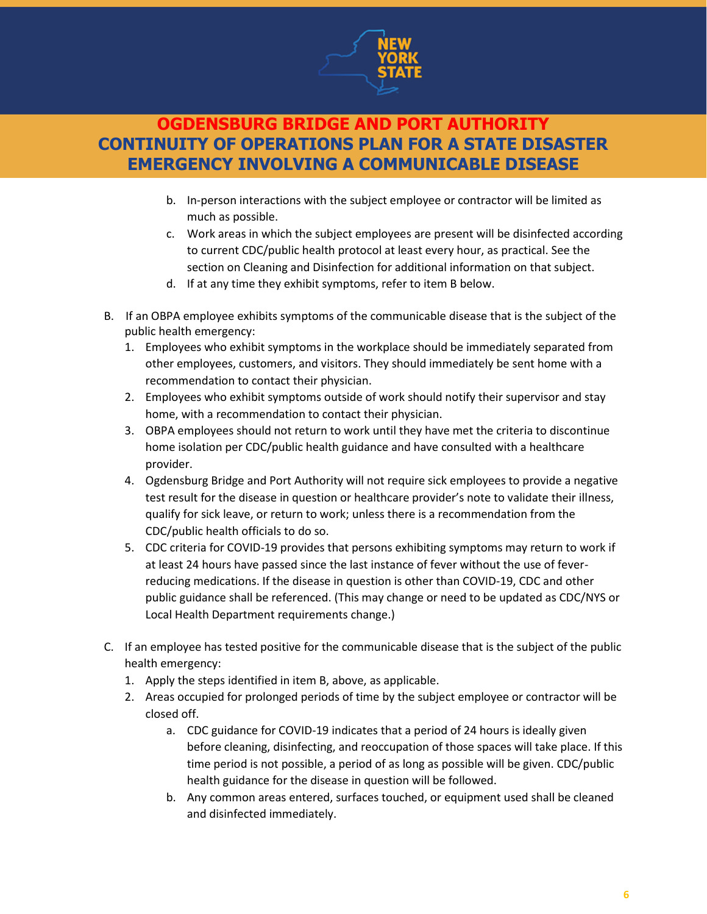b. In-person interactions with the subject employee or contractor will be limited as much as possible.
c. Work areas in which the subject employees are present will be disinfected according to current CDC/public health protocol at least every hour, as practical. See the section on Cleaning and Disinfection for additional information on that subject.
d. If at any time they exhibit symptoms, refer to item B below.

B. If an OBPA employee exhibits symptoms of the communicable disease that is the subject of the public health emergency:

1. Employees who exhibit symptoms in the workplace should be immediately separated from other employees, customers, and visitors. They should immediately be sent home with a recommendation to contact their physician.
2. Employees who exhibit symptoms outside of work should notify their supervisor and stay home, with a recommendation to contact their physician.
3. OBPA employees should not return to work until they have met the criteria to discontinue home isolation per CDC/public health guidance and have consulted with a healthcare provider.
4. Ogdensburg Bridge and Port Authority will not require sick employees to provide a negative test result for the disease in question or healthcare provider's note to validate their illness, qualify for sick leave, or return to work; unless there is a recommendation from the CDC/public health officials to do so.
5. CDC criteria for COVID-19 provides that persons exhibiting symptoms may return to work if at least 24 hours have passed since the last instance of fever without the use of fever-reducing medications. If the disease in question is other than COVID-19, CDC and other public guidance shall be referenced. (This may change or need to be updated as CDC/NYS or Local Health Department requirements change.)

C. If an employee has tested positive for the communicable disease that is the subject of the public health emergency:

1. Apply the steps identified in item B, above, as applicable.
2. Areas occupied for prolonged periods of time by the subject employee or contractor will be closed off.
   a. CDC guidance for COVID-19 indicates that a period of 24 hours is ideally given before cleaning, disinfecting, and reoccupation of those spaces will take place. If this time period is not possible, a period of as long as possible will be given. CDC/public health guidance for the disease in question will be followed.
   b. Any common areas entered, surfaces touched, or equipment used shall be cleaned and disinfected immediately.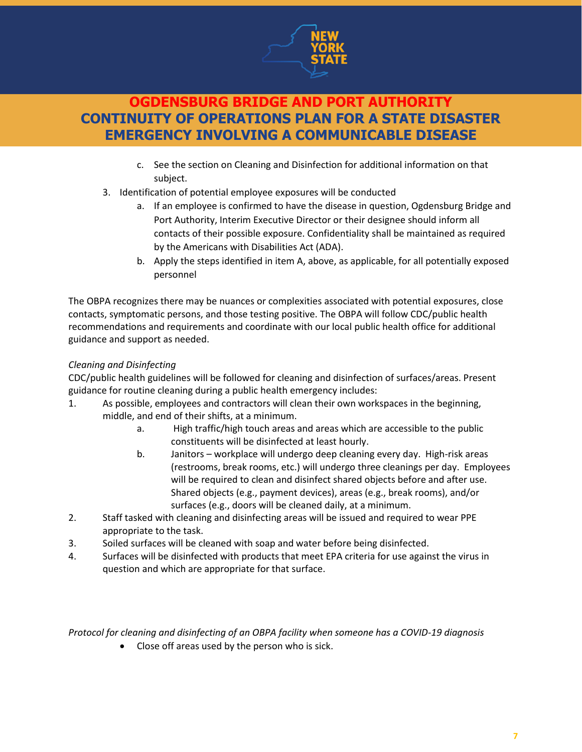c. See the section on Cleaning and Disinfection for additional information on that subject.

3. Identification of potential employee exposures will be conducted
   a. If an employee is confirmed to have the disease in question, Ogdensburg Bridge and Port Authority, Interim Executive Director or their designee should inform all contacts of their possible exposure. Confidentiality shall be maintained as required by the Americans with Disabilities Act (ADA).
   b. Apply the steps identified in item A, above, as applicable, for all potentially exposed personnel

The OBPA recognizes there may be nuances or complexities associated with potential exposures, close contacts, symptomatic persons, and those testing positive. The OBPA will follow CDC/public health recommendations and requirements and coordinate with our local public health office for additional guidance and support as needed.

*Cleaning and Disinfecting*

CDC/public health guidelines will be followed for cleaning and disinfection of surfaces/areas. Present guidance for routine cleaning during a public health emergency includes:

1. As possible, employees and contractors will clean their own workspaces in the beginning, middle, and end of their shifts, at a minimum.
   a. High traffic/high touch areas and areas which are accessible to the public constituents will be disinfected at least hourly.
   b. Janitors – workplace will undergo deep cleaning every day. High-risk areas (restrooms, break rooms, etc.) will undergo three cleanings per day. Employees will be required to clean and disinfect shared objects before and after use. Shared objects (e.g., payment devices), areas (e.g., break rooms), and/or surfaces (e.g., doors will be cleaned daily, at a minimum.
2. Staff tasked with cleaning and disinfecting areas will be issued and required to wear PPE appropriate to the task.
3. Soiled surfaces will be cleaned with soap and water before being disinfected.
4. Surfaces will be disinfected with products that meet EPA criteria for use against the virus in question and which are appropriate for that surface.

*Protocol for cleaning and disinfecting of an OBPA facility when someone has a COVID-19 diagnosis*

- Close off areas used by the person who is sick.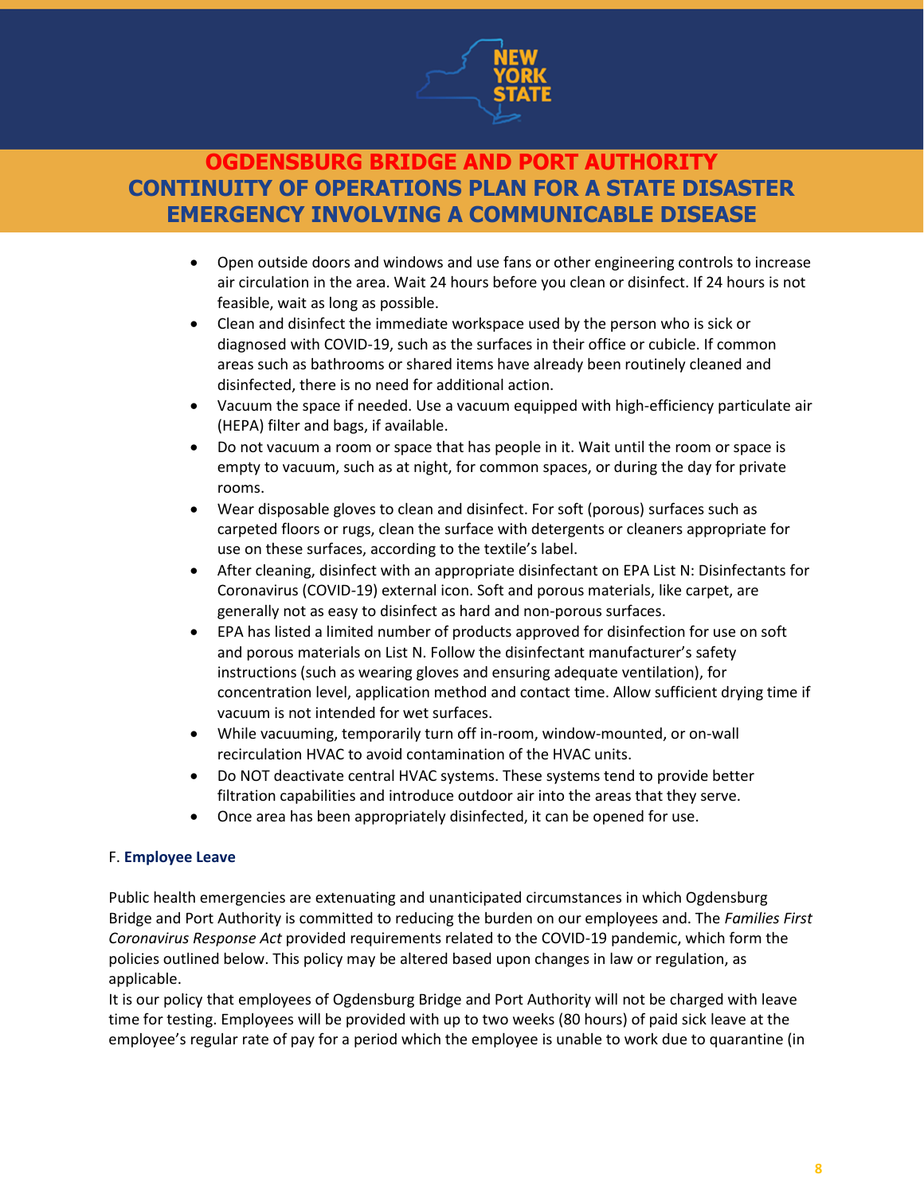- Open outside doors and windows and use fans or other engineering controls to increase air circulation in the area. Wait 24 hours before you clean or disinfect. If 24 hours is not feasible, wait as long as possible.
- Clean and disinfect the immediate workspace used by the person who is sick or diagnosed with COVID-19, such as the surfaces in their office or cubicle. If common areas such as bathrooms or shared items have already been routinely cleaned and disinfected, there is no need for additional action.
- Vacuum the space if needed. Use a vacuum equipped with high-efficiency particulate air (HEPA) filter and bags, if available.
- Do not vacuum a room or space that has people in it. Wait until the room or space is empty to vacuum, such as at night, for common spaces, or during the day for private rooms.
- Wear disposable gloves to clean and disinfect. For soft (porous) surfaces such as carpeted floors or rugs, clean the surface with detergents or cleaners appropriate for use on these surfaces, according to the textile's label.
- After cleaning, disinfect with an appropriate disinfectant on EPA List N: Disinfectants for Coronavirus (COVID-19) external icon. Soft and porous materials, like carpet, are generally not as easy to disinfect as hard and non-porous surfaces.
- EPA has listed a limited number of products approved for disinfection for use on soft and porous materials on List N. Follow the disinfectant manufacturer's safety instructions (such as wearing gloves and ensuring adequate ventilation), for concentration level, application method and contact time. Allow sufficient drying time if vacuum is not intended for wet surfaces.
- While vacuuming, temporarily turn off in-room, window-mounted, or on-wall recirculation HVAC to avoid contamination of the HVAC units.
- Do NOT deactivate central HVAC systems. These systems tend to provide better filtration capabilities and introduce outdoor air into the areas that they serve.
- Once area has been appropriately disinfected, it can be opened for use.

### F. **Employee Leave**

Public health emergencies are extenuating and unanticipated circumstances in which Ogdensburg Bridge and Port Authority is committed to reducing the burden on our employees and. The *Families First Coronavirus Response Act* provided requirements related to the COVID-19 pandemic, which form the policies outlined below. This policy may be altered based upon changes in law or regulation, as applicable.

It is our policy that employees of Ogdensburg Bridge and Port Authority will not be charged with leave time for testing. Employees will be provided with up to two weeks (80 hours) of paid sick leave at the employee's regular rate of pay for a period which the employee is unable to work due to quarantine (in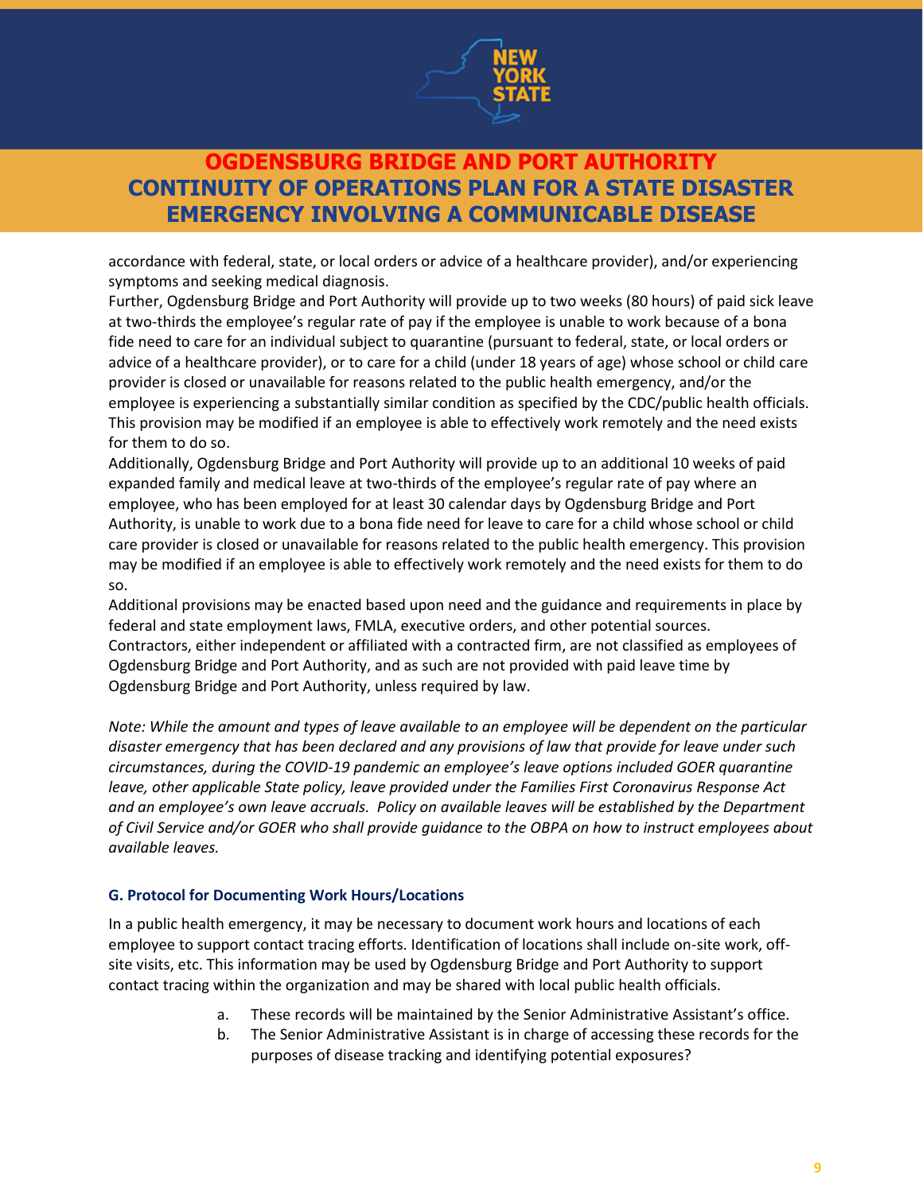accordance with federal, state, or local orders or advice of a healthcare provider), and/or experiencing symptoms and seeking medical diagnosis.

Further, Ogdensburg Bridge and Port Authority will provide up to two weeks (80 hours) of paid sick leave at two-thirds the employee's regular rate of pay if the employee is unable to work because of a bona fide need to care for an individual subject to quarantine (pursuant to federal, state, or local orders or advice of a healthcare provider), or to care for a child (under 18 years of age) whose school or child care provider is closed or unavailable for reasons related to the public health emergency, and/or the employee is experiencing a substantially similar condition as specified by the CDC/public health officials. This provision may be modified if an employee is able to effectively work remotely and the need exists for them to do so.

Additionally, Ogdensburg Bridge and Port Authority will provide up to an additional 10 weeks of paid expanded family and medical leave at two-thirds of the employee's regular rate of pay where an employee, who has been employed for at least 30 calendar days by Ogdensburg Bridge and Port Authority, is unable to work due to a bona fide need for leave to care for a child whose school or child care provider is closed or unavailable for reasons related to the public health emergency. This provision may be modified if an employee is able to effectively work remotely and the need exists for them to do so.

Additional provisions may be enacted based upon need and the guidance and requirements in place by federal and state employment laws, FMLA, executive orders, and other potential sources.

Contractors, either independent or affiliated with a contracted firm, are not classified as employees of Ogdensburg Bridge and Port Authority, and as such are not provided with paid leave time by Ogdensburg Bridge and Port Authority, unless required by law.

*Note: While the amount and types of leave available to an employee will be dependent on the particular disaster emergency that has been declared and any provisions of law that provide for leave under such circumstances, during the COVID-19 pandemic an employee's leave options included GOER quarantine leave, other applicable State policy, leave provided under the Families First Coronavirus Response Act and an employee's own leave accruals. Policy on available leaves will be established by the Department of Civil Service and/or GOER who shall provide guidance to the OBPA on how to instruct employees about available leaves.*

### G. Protocol for Documenting Work Hours/Locations

In a public health emergency, it may be necessary to document work hours and locations of each employee to support contact tracing efforts. Identification of locations shall include on-site work, off-site visits, etc. This information may be used by Ogdensburg Bridge and Port Authority to support contact tracing within the organization and may be shared with local public health officials.

a. These records will be maintained by the Senior Administrative Assistant's office.
b. The Senior Administrative Assistant is in charge of accessing these records for the purposes of disease tracking and identifying potential exposures?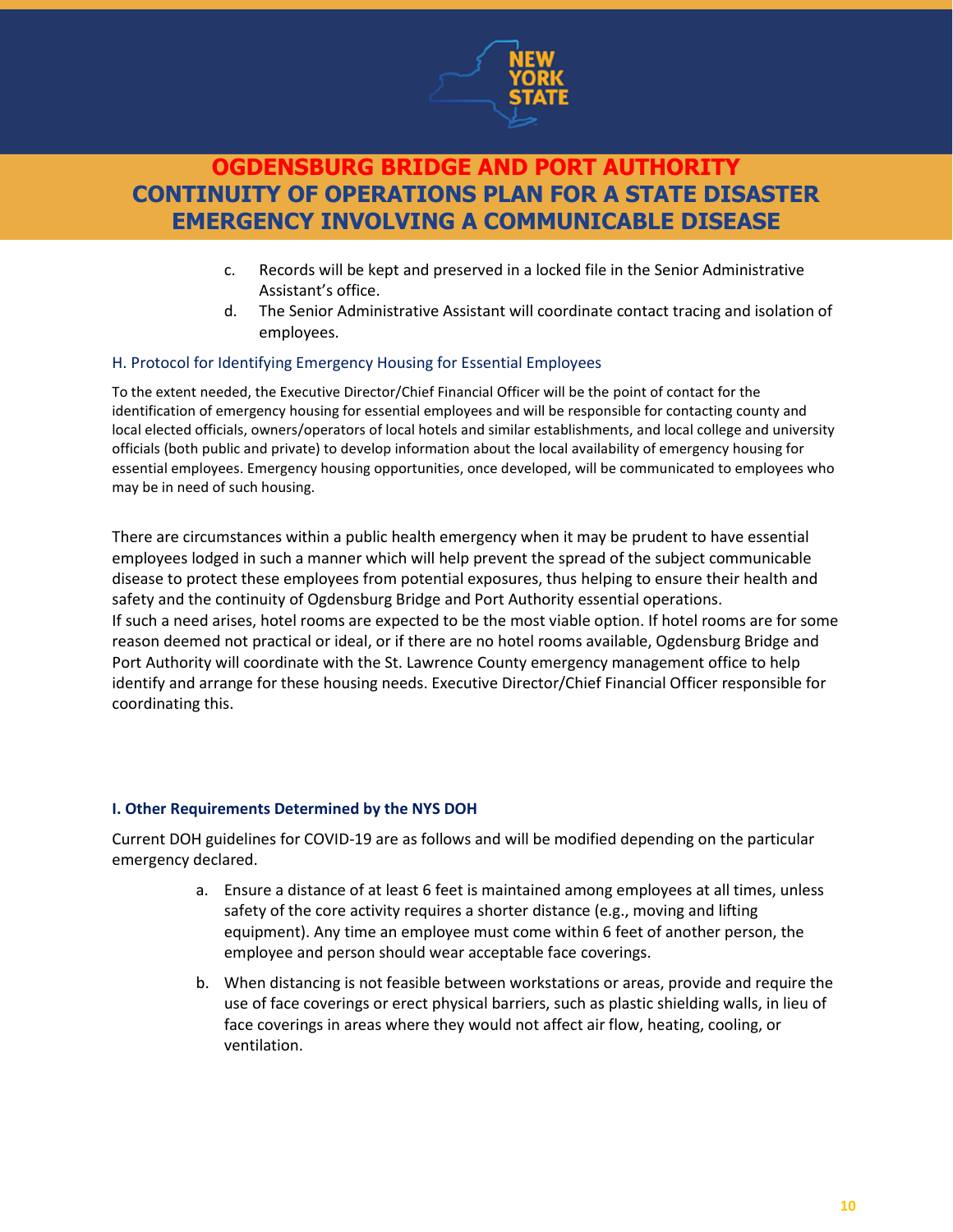c. Records will be kept and preserved in a locked file in the Senior Administrative Assistant's office.
d. The Senior Administrative Assistant will coordinate contact tracing and isolation of employees.

### H. Protocol for Identifying Emergency Housing for Essential Employees

To the extent needed, the Executive Director/Chief Financial Officer will be the point of contact for the identification of emergency housing for essential employees and will be responsible for contacting county and local elected officials, owners/operators of local hotels and similar establishments, and local college and university officials (both public and private) to develop information about the local availability of emergency housing for essential employees. Emergency housing opportunities, once developed, will be communicated to employees who may be in need of such housing.

There are circumstances within a public health emergency when it may be prudent to have essential employees lodged in such a manner which will help prevent the spread of the subject communicable disease to protect these employees from potential exposures, thus helping to ensure their health and safety and the continuity of Ogdensburg Bridge and Port Authority essential operations.
If such a need arises, hotel rooms are expected to be the most viable option. If hotel rooms are for some reason deemed not practical or ideal, or if there are no hotel rooms available, Ogdensburg Bridge and Port Authority will coordinate with the St. Lawrence County emergency management office to help identify and arrange for these housing needs. Executive Director/Chief Financial Officer responsible for coordinating this.

### I. Other Requirements Determined by the NYS DOH

Current DOH guidelines for COVID-19 are as follows and will be modified depending on the particular emergency declared.

a. Ensure a distance of at least 6 feet is maintained among employees at all times, unless safety of the core activity requires a shorter distance (e.g., moving and lifting equipment). Any time an employee must come within 6 feet of another person, the employee and person should wear acceptable face coverings.

b. When distancing is not feasible between workstations or areas, provide and require the use of face coverings or erect physical barriers, such as plastic shielding walls, in lieu of face coverings in areas where they would not affect air flow, heating, cooling, or ventilation.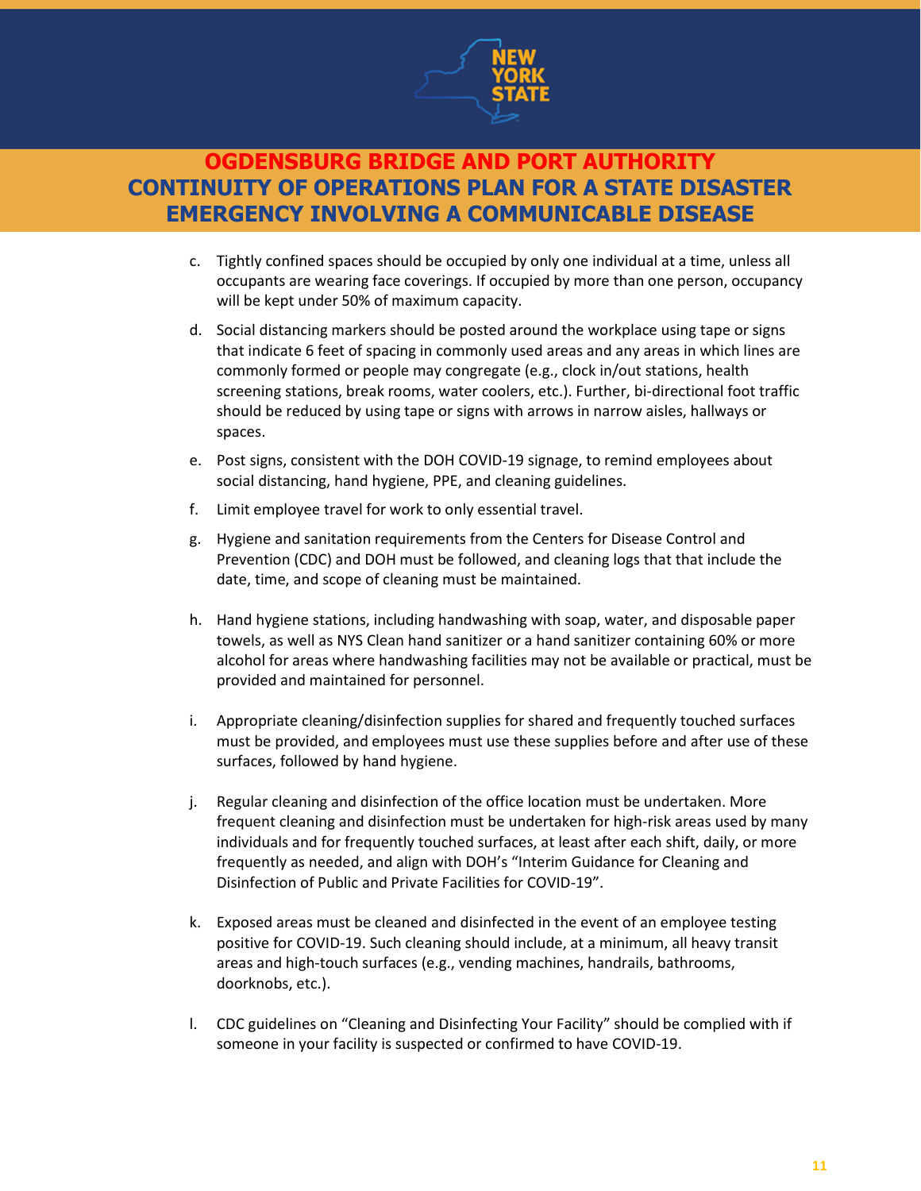c. Tightly confined spaces should be occupied by only one individual at a time, unless all occupants are wearing face coverings. If occupied by more than one person, occupancy will be kept under 50% of maximum capacity.

d. Social distancing markers should be posted around the workplace using tape or signs that indicate 6 feet of spacing in commonly used areas and any areas in which lines are commonly formed or people may congregate (e.g., clock in/out stations, health screening stations, break rooms, water coolers, etc.). Further, bi-directional foot traffic should be reduced by using tape or signs with arrows in narrow aisles, hallways or spaces.

e. Post signs, consistent with the DOH COVID-19 signage, to remind employees about social distancing, hand hygiene, PPE, and cleaning guidelines.

f. Limit employee travel for work to only essential travel.

g. Hygiene and sanitation requirements from the Centers for Disease Control and Prevention (CDC) and DOH must be followed, and cleaning logs that that include the date, time, and scope of cleaning must be maintained.

h. Hand hygiene stations, including handwashing with soap, water, and disposable paper towels, as well as NYS Clean hand sanitizer or a hand sanitizer containing 60% or more alcohol for areas where handwashing facilities may not be available or practical, must be provided and maintained for personnel.

i. Appropriate cleaning/disinfection supplies for shared and frequently touched surfaces must be provided, and employees must use these supplies before and after use of these surfaces, followed by hand hygiene.

j. Regular cleaning and disinfection of the office location must be undertaken. More frequent cleaning and disinfection must be undertaken for high-risk areas used by many individuals and for frequently touched surfaces, at least after each shift, daily, or more frequently as needed, and align with DOH's "Interim Guidance for Cleaning and Disinfection of Public and Private Facilities for COVID-19".

k. Exposed areas must be cleaned and disinfected in the event of an employee testing positive for COVID-19. Such cleaning should include, at a minimum, all heavy transit areas and high-touch surfaces (e.g., vending machines, handrails, bathrooms, doorknobs, etc.).

l. CDC guidelines on "Cleaning and Disinfecting Your Facility" should be complied with if someone in your facility is suspected or confirmed to have COVID-19.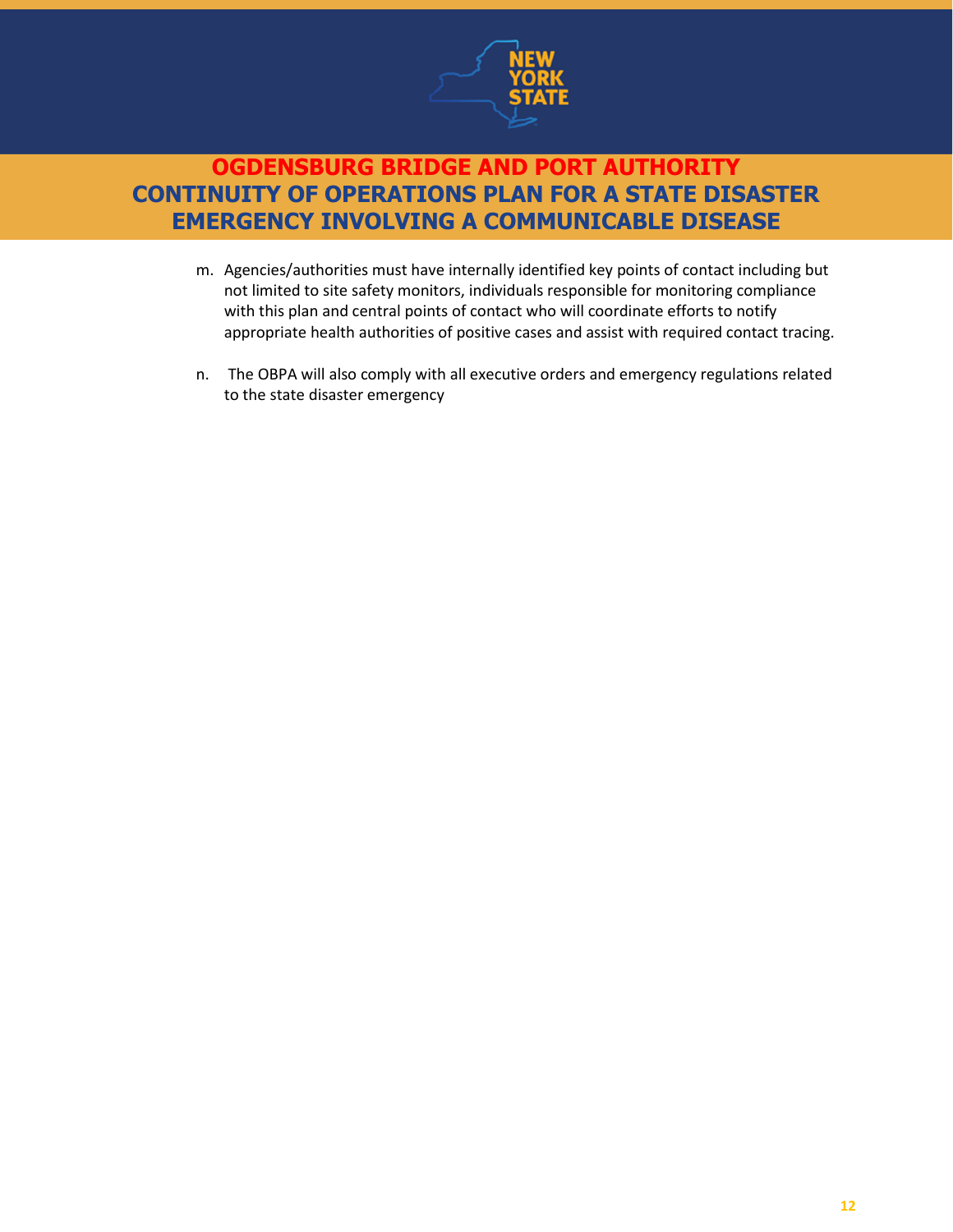m. Agencies/authorities must have internally identified key points of contact including but not limited to site safety monitors, individuals responsible for monitoring compliance with this plan and central points of contact who will coordinate efforts to notify appropriate health authorities of positive cases and assist with required contact tracing.

n. The OBPA will also comply with all executive orders and emergency regulations related to the state disaster emergency